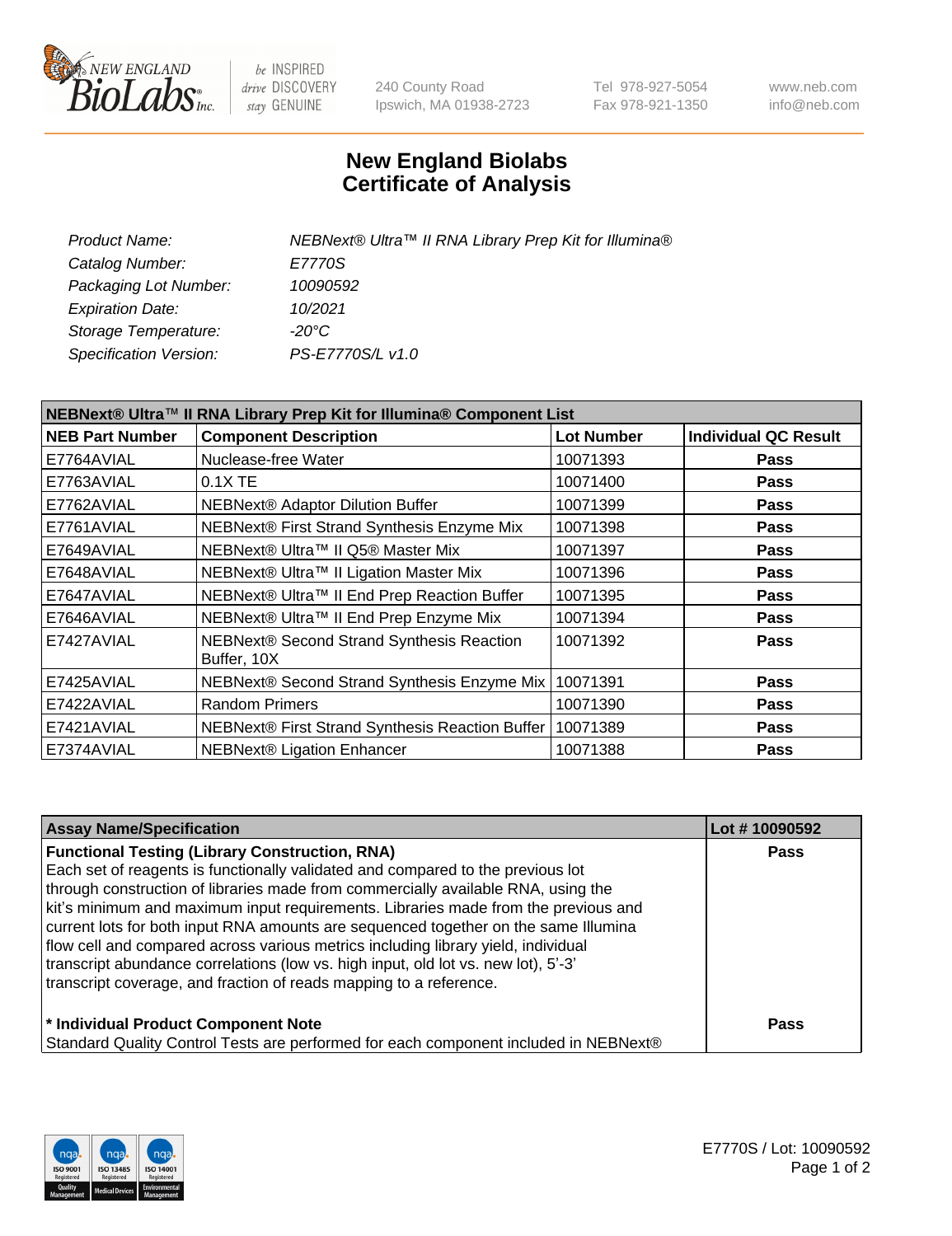New England BioLabs Inc. — be INSPIRED drive DISCOVERY stay GENUINE

240 County Road
Ipswich, MA 01938-2723

Tel 978-927-5054
Fax 978-921-1350

www.neb.com
info@neb.com

# New England Biolabs Certificate of Analysis

*Product Name:* *NEBNext® Ultra™ II RNA Library Prep Kit for Illumina®*
*Catalog Number:* *E7770S*
*Packaging Lot Number:* *10090592*
*Expiration Date:* *10/2021*
*Storage Temperature:* *-20°C*
*Specification Version:* *PS-E7770S/L v1.0*

| **NEBNext® Ultra™ II RNA Library Prep Kit for Illumina® Component List** | | | |
|---|---|---|---|
| **NEB Part Number** | **Component Description** | **Lot Number** | **Individual QC Result** |
| E7764AVIAL | Nuclease-free Water | 10071393 | **Pass** |
| E7763AVIAL | 0.1X TE | 10071400 | **Pass** |
| E7762AVIAL | NEBNext® Adaptor Dilution Buffer | 10071399 | **Pass** |
| E7761AVIAL | NEBNext® First Strand Synthesis Enzyme Mix | 10071398 | **Pass** |
| E7649AVIAL | NEBNext® Ultra™ II Q5® Master Mix | 10071397 | **Pass** |
| E7648AVIAL | NEBNext® Ultra™ II Ligation Master Mix | 10071396 | **Pass** |
| E7647AVIAL | NEBNext® Ultra™ II End Prep Reaction Buffer | 10071395 | **Pass** |
| E7646AVIAL | NEBNext® Ultra™ II End Prep Enzyme Mix | 10071394 | **Pass** |
| E7427AVIAL | NEBNext® Second Strand Synthesis Reaction Buffer, 10X | 10071392 | **Pass** |
| E7425AVIAL | NEBNext® Second Strand Synthesis Enzyme Mix | 10071391 | **Pass** |
| E7422AVIAL | Random Primers | 10071390 | **Pass** |
| E7421AVIAL | NEBNext® First Strand Synthesis Reaction Buffer | 10071389 | **Pass** |
| E7374AVIAL | NEBNext® Ligation Enhancer | 10071388 | **Pass** |

| **Assay Name/Specification** | **Lot # 10090592** |
|---|---|
| **Functional Testing (Library Construction, RNA)**<br>Each set of reagents is functionally validated and compared to the previous lot through construction of libraries made from commercially available RNA, using the kit's minimum and maximum input requirements. Libraries made from the previous and current lots for both input RNA amounts are sequenced together on the same Illumina flow cell and compared across various metrics including library yield, individual transcript abundance correlations (low vs. high input, old lot vs. new lot), 5'-3' transcript coverage, and fraction of reads mapping to a reference. | **Pass** |
| **\* Individual Product Component Note**<br>Standard Quality Control Tests are performed for each component included in NEBNext® | **Pass** |

E7770S / Lot: 10090592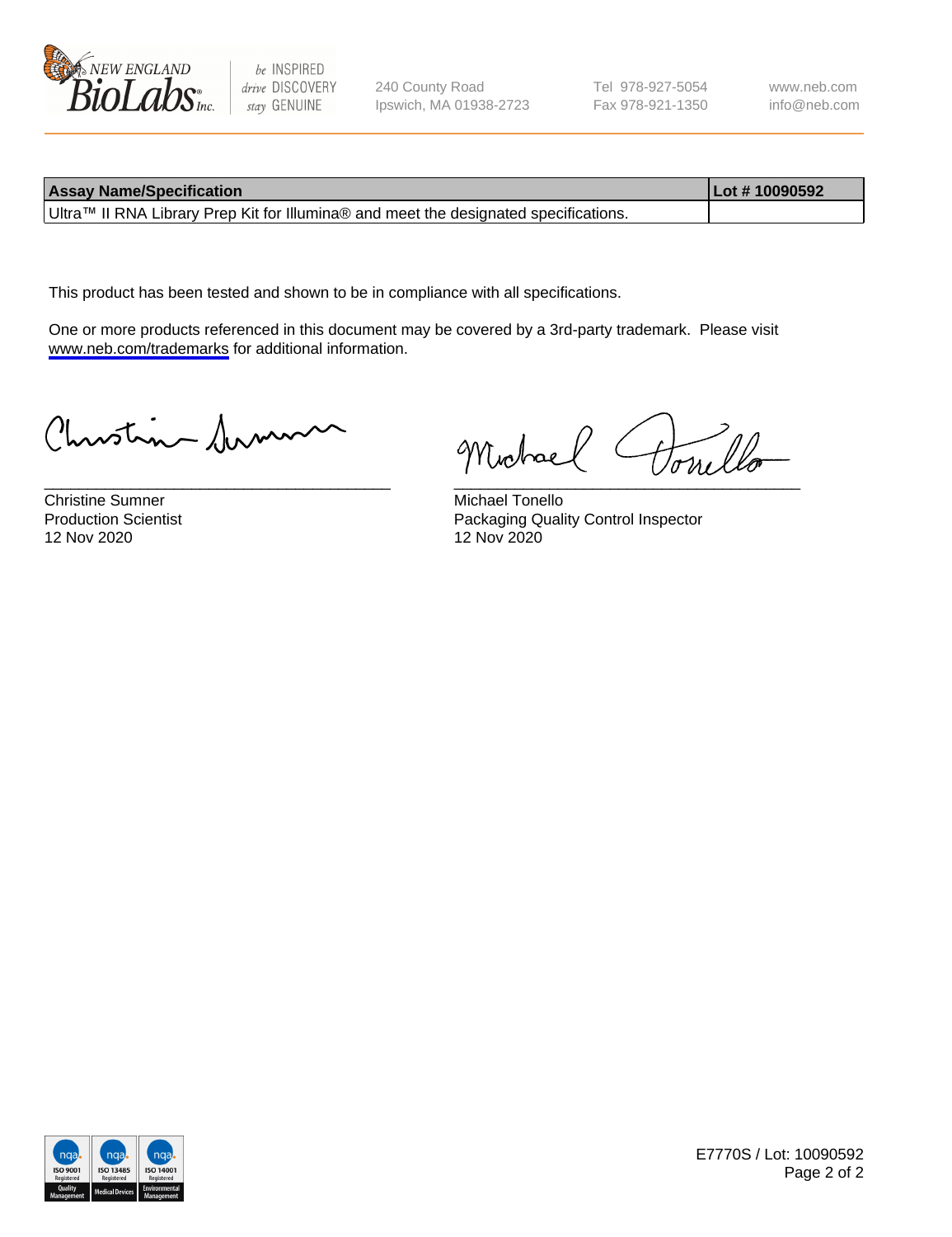| Assay Name/Specification | Lot # 10090592 |
| --- | --- |
| Ultra™ II RNA Library Prep Kit for Illumina® and meet the designated specifications. | |

This product has been tested and shown to be in compliance with all specifications.

One or more products referenced in this document may be covered by a 3rd-party trademark. Please visit www.neb.com/trademarks for additional information.

Christine Sumner
Production Scientist
12 Nov 2020

Michael Tonello
Packaging Quality Control Inspector
12 Nov 2020

E7770S / Lot: 10090592